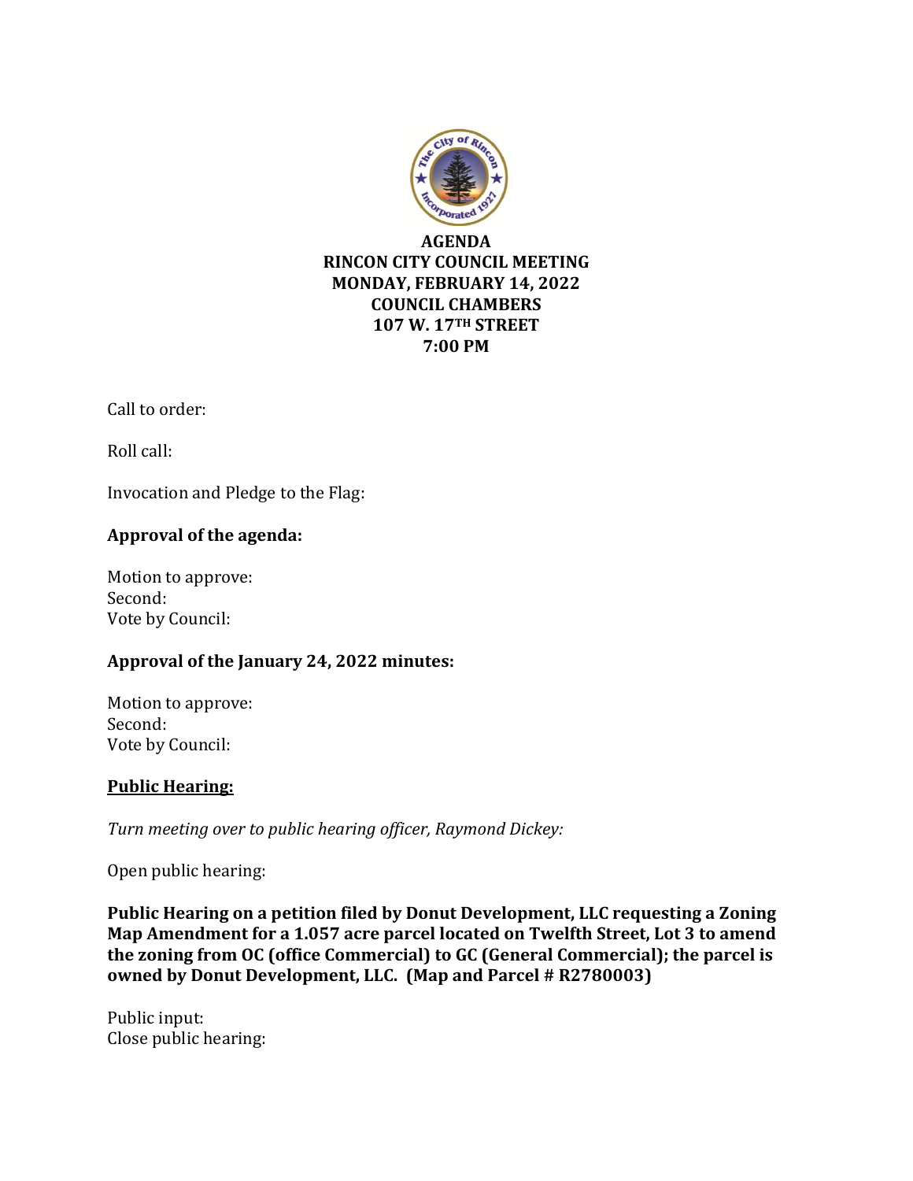**AGENDA**
**RINCON CITY COUNCIL MEETING**
**MONDAY, FEBRUARY 14, 2022**
**COUNCIL CHAMBERS**
**107 W. 17TH STREET**
**7:00 PM**

Call to order:

Roll call:

Invocation and Pledge to the Flag:

**Approval of the agenda:**

Motion to approve:
Second:
Vote by Council:

**Approval of the January 24, 2022 minutes:**

Motion to approve:
Second:
Vote by Council:

**<u>Public Hearing:</u>**

*Turn meeting over to public hearing officer, Raymond Dickey:*

Open public hearing:

**Public Hearing on a petition filed by Donut Development, LLC requesting a Zoning Map Amendment for a 1.057 acre parcel located on Twelfth Street, Lot 3 to amend the zoning from OC (office Commercial) to GC (General Commercial); the parcel is owned by Donut Development, LLC. (Map and Parcel # R2780003)**

Public input:
Close public hearing: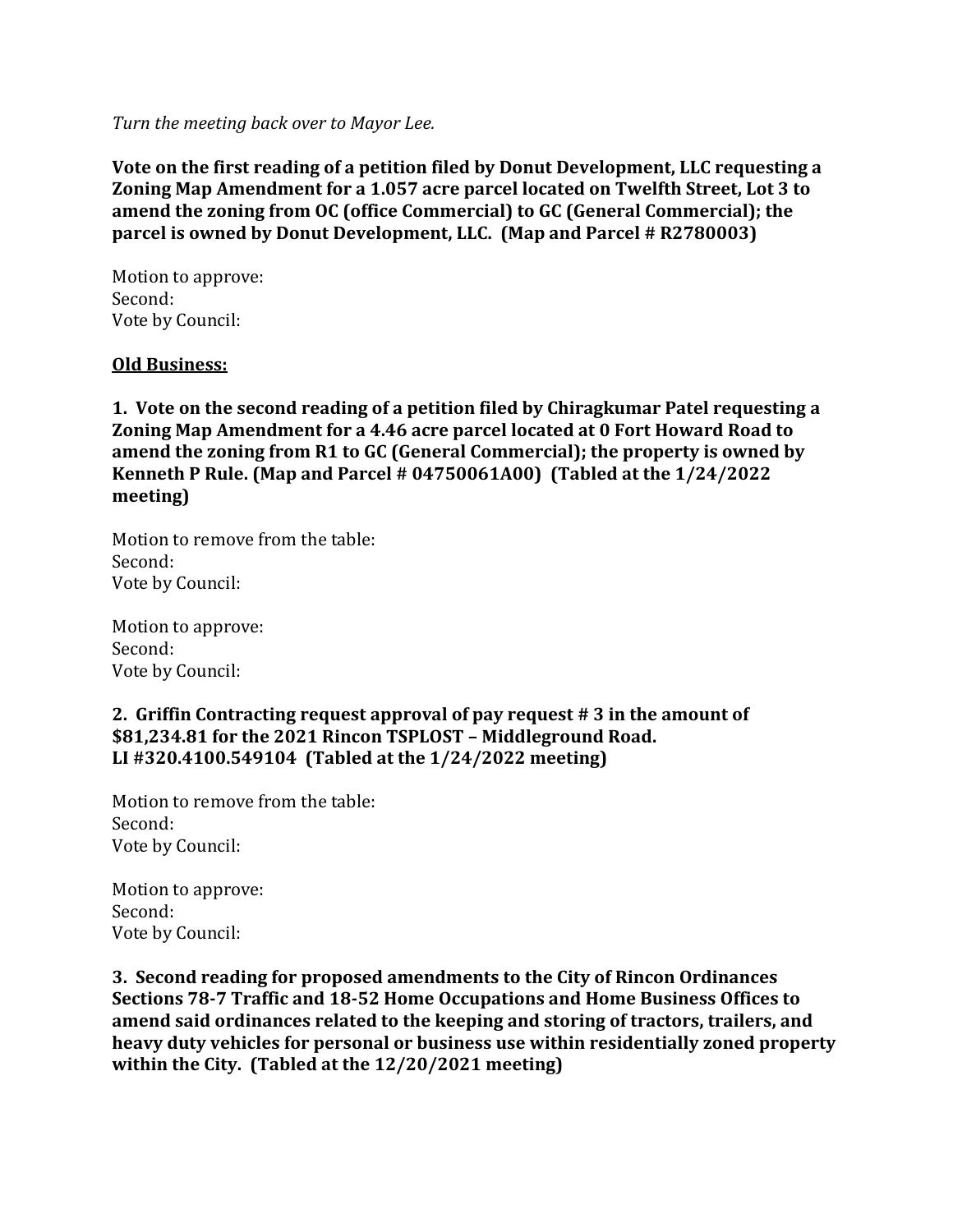*Turn the meeting back over to Mayor Lee.*

**Vote on the first reading of a petition filed by Donut Development, LLC requesting a Zoning Map Amendment for a 1.057 acre parcel located on Twelfth Street, Lot 3 to amend the zoning from OC (office Commercial) to GC (General Commercial); the parcel is owned by Donut Development, LLC. (Map and Parcel # R2780003)**

Motion to approve:
Second:
Vote by Council:

**Old Business:**

**1. Vote on the second reading of a petition filed by Chiragkumar Patel requesting a Zoning Map Amendment for a 4.46 acre parcel located at 0 Fort Howard Road to amend the zoning from R1 to GC (General Commercial); the property is owned by Kenneth P Rule. (Map and Parcel # 04750061A00) (Tabled at the 1/24/2022 meeting)**

Motion to remove from the table:
Second:
Vote by Council:

Motion to approve:
Second:
Vote by Council:

**2. Griffin Contracting request approval of pay request # 3 in the amount of $81,234.81 for the 2021 Rincon TSPLOST – Middleground Road. LI #320.4100.549104 (Tabled at the 1/24/2022 meeting)**

Motion to remove from the table:
Second:
Vote by Council:

Motion to approve:
Second:
Vote by Council:

**3. Second reading for proposed amendments to the City of Rincon Ordinances Sections 78-7 Traffic and 18-52 Home Occupations and Home Business Offices to amend said ordinances related to the keeping and storing of tractors, trailers, and heavy duty vehicles for personal or business use within residentially zoned property within the City. (Tabled at the 12/20/2021 meeting)**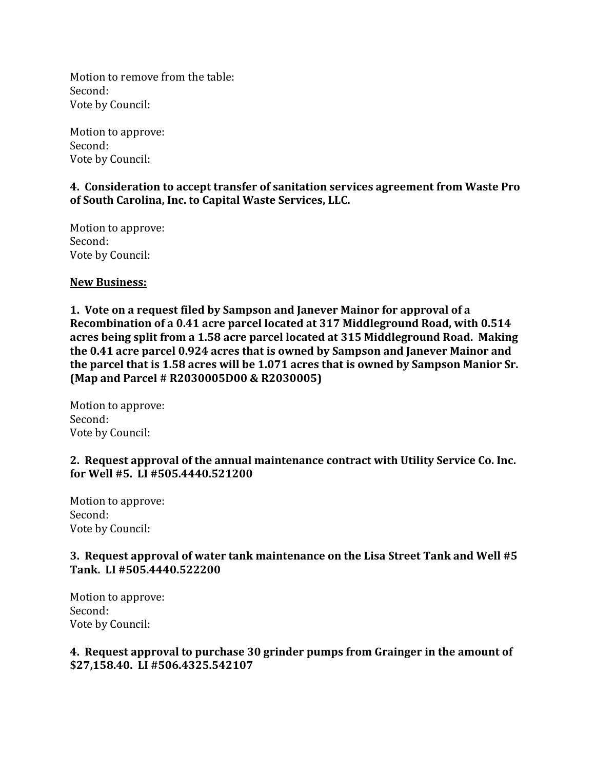Motion to remove from the table:
Second:
Vote by Council:

Motion to approve:
Second:
Vote by Council:

**4. Consideration to accept transfer of sanitation services agreement from Waste Pro of South Carolina, Inc. to Capital Waste Services, LLC.**

Motion to approve:
Second:
Vote by Council:

**New Business:**

**1. Vote on a request filed by Sampson and Janever Mainor for approval of a Recombination of a 0.41 acre parcel located at 317 Middleground Road, with 0.514 acres being split from a 1.58 acre parcel located at 315 Middleground Road. Making the 0.41 acre parcel 0.924 acres that is owned by Sampson and Janever Mainor and the parcel that is 1.58 acres will be 1.071 acres that is owned by Sampson Manior Sr. (Map and Parcel # R2030005D00 & R2030005)**

Motion to approve:
Second:
Vote by Council:

**2. Request approval of the annual maintenance contract with Utility Service Co. Inc. for Well #5. LI #505.4440.521200**

Motion to approve:
Second:
Vote by Council:

**3. Request approval of water tank maintenance on the Lisa Street Tank and Well #5 Tank. LI #505.4440.522200**

Motion to approve:
Second:
Vote by Council:

**4. Request approval to purchase 30 grinder pumps from Grainger in the amount of $27,158.40. LI #506.4325.542107**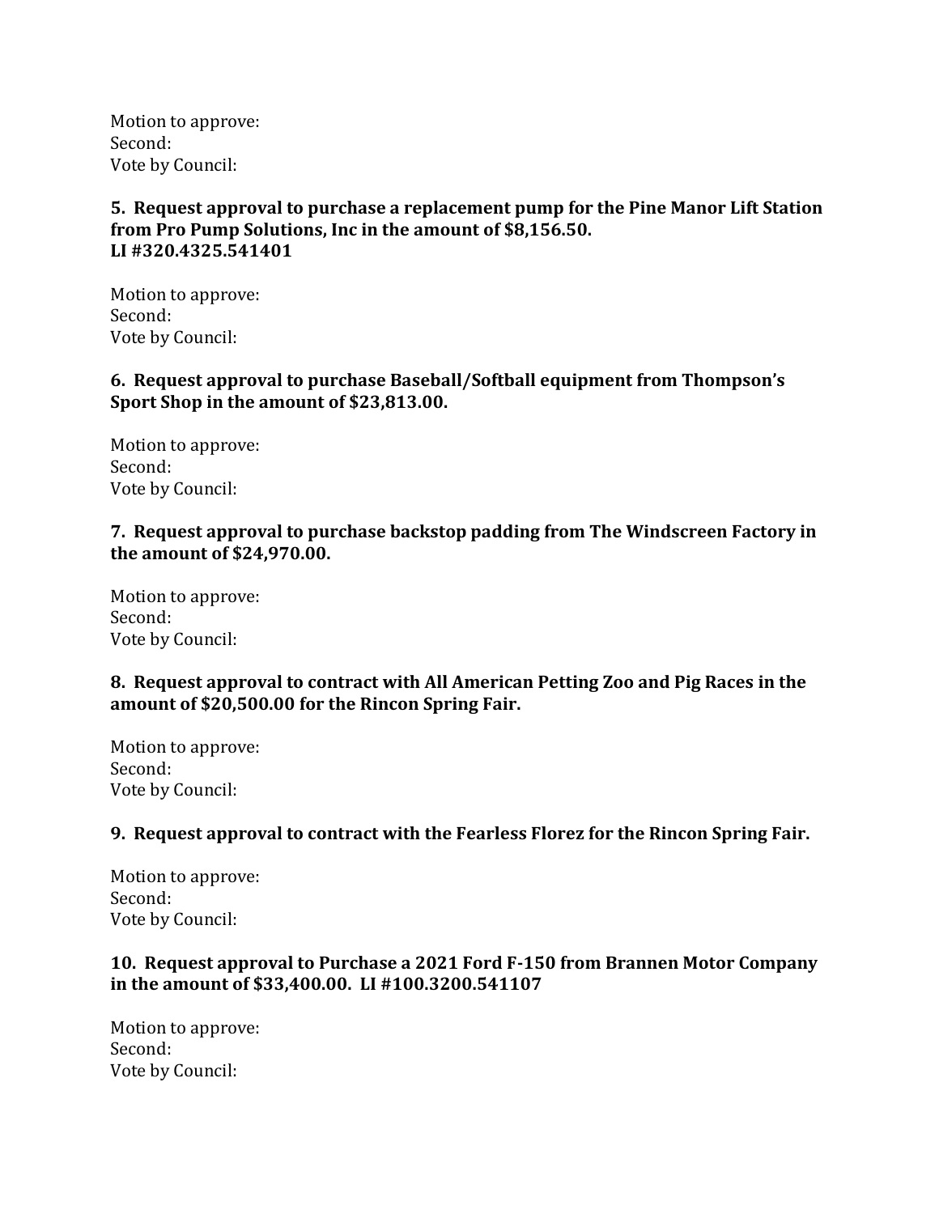Motion to approve:
Second:
Vote by Council:

**5. Request approval to purchase a replacement pump for the Pine Manor Lift Station from Pro Pump Solutions, Inc in the amount of $8,156.50. LI #320.4325.541401**

Motion to approve:
Second:
Vote by Council:

**6. Request approval to purchase Baseball/Softball equipment from Thompson's Sport Shop in the amount of $23,813.00.**

Motion to approve:
Second:
Vote by Council:

**7. Request approval to purchase backstop padding from The Windscreen Factory in the amount of $24,970.00.**

Motion to approve:
Second:
Vote by Council:

**8. Request approval to contract with All American Petting Zoo and Pig Races in the amount of $20,500.00 for the Rincon Spring Fair.**

Motion to approve:
Second:
Vote by Council:

**9. Request approval to contract with the Fearless Florez for the Rincon Spring Fair.**

Motion to approve:
Second:
Vote by Council:

**10. Request approval to Purchase a 2021 Ford F-150 from Brannen Motor Company in the amount of $33,400.00. LI #100.3200.541107**

Motion to approve:
Second:
Vote by Council: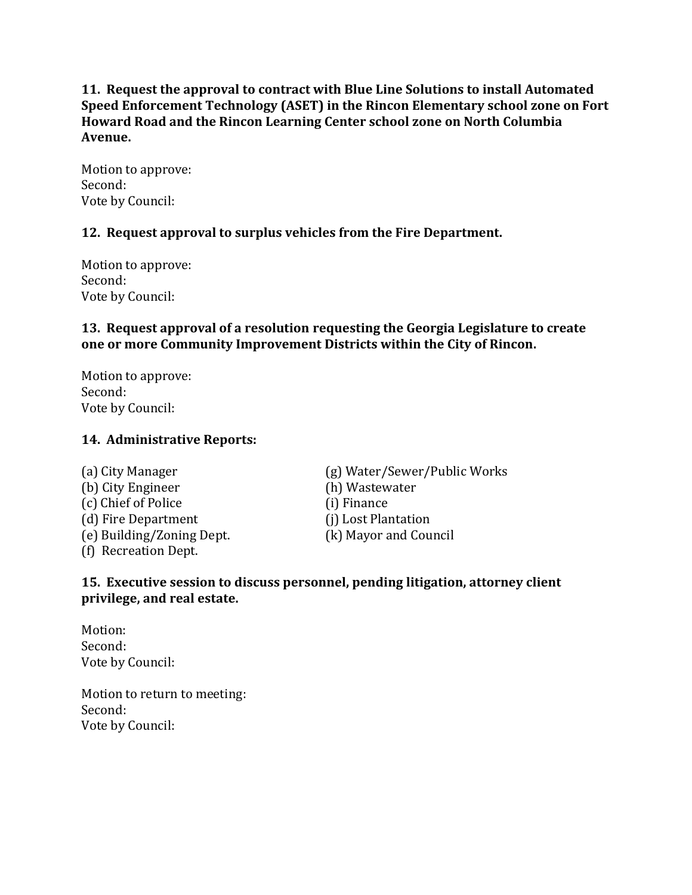**11. Request the approval to contract with Blue Line Solutions to install Automated Speed Enforcement Technology (ASET) in the Rincon Elementary school zone on Fort Howard Road and the Rincon Learning Center school zone on North Columbia Avenue.**

Motion to approve:
Second:
Vote by Council:

**12. Request approval to surplus vehicles from the Fire Department.**

Motion to approve:
Second:
Vote by Council:

**13. Request approval of a resolution requesting the Georgia Legislature to create one or more Community Improvement Districts within the City of Rincon.**

Motion to approve:
Second:
Vote by Council:

**14. Administrative Reports:**

(a) City Manager
(b) City Engineer
(c) Chief of Police
(d) Fire Department
(e) Building/Zoning Dept.
(f) Recreation Dept.
(g) Water/Sewer/Public Works
(h) Wastewater
(i) Finance
(j) Lost Plantation
(k) Mayor and Council

**15. Executive session to discuss personnel, pending litigation, attorney client privilege, and real estate.**

Motion:
Second:
Vote by Council:

Motion to return to meeting:
Second:
Vote by Council: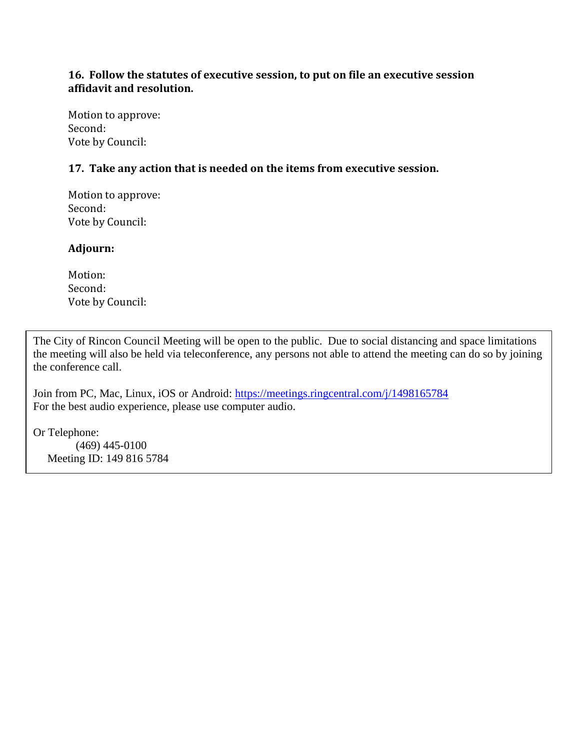**16. Follow the statutes of executive session, to put on file an executive session affidavit and resolution.**

Motion to approve:
Second:
Vote by Council:

**17. Take any action that is needed on the items from executive session.**

Motion to approve:
Second:
Vote by Council:

**Adjourn:**

Motion:
Second:
Vote by Council:

The City of Rincon Council Meeting will be open to the public. Due to social distancing and space limitations the meeting will also be held via teleconference, any persons not able to attend the meeting can do so by joining the conference call.

Join from PC, Mac, Linux, iOS or Android: https://meetings.ringcentral.com/j/1498165784
For the best audio experience, please use computer audio.

Or Telephone:
(469) 445-0100
Meeting ID: 149 816 5784